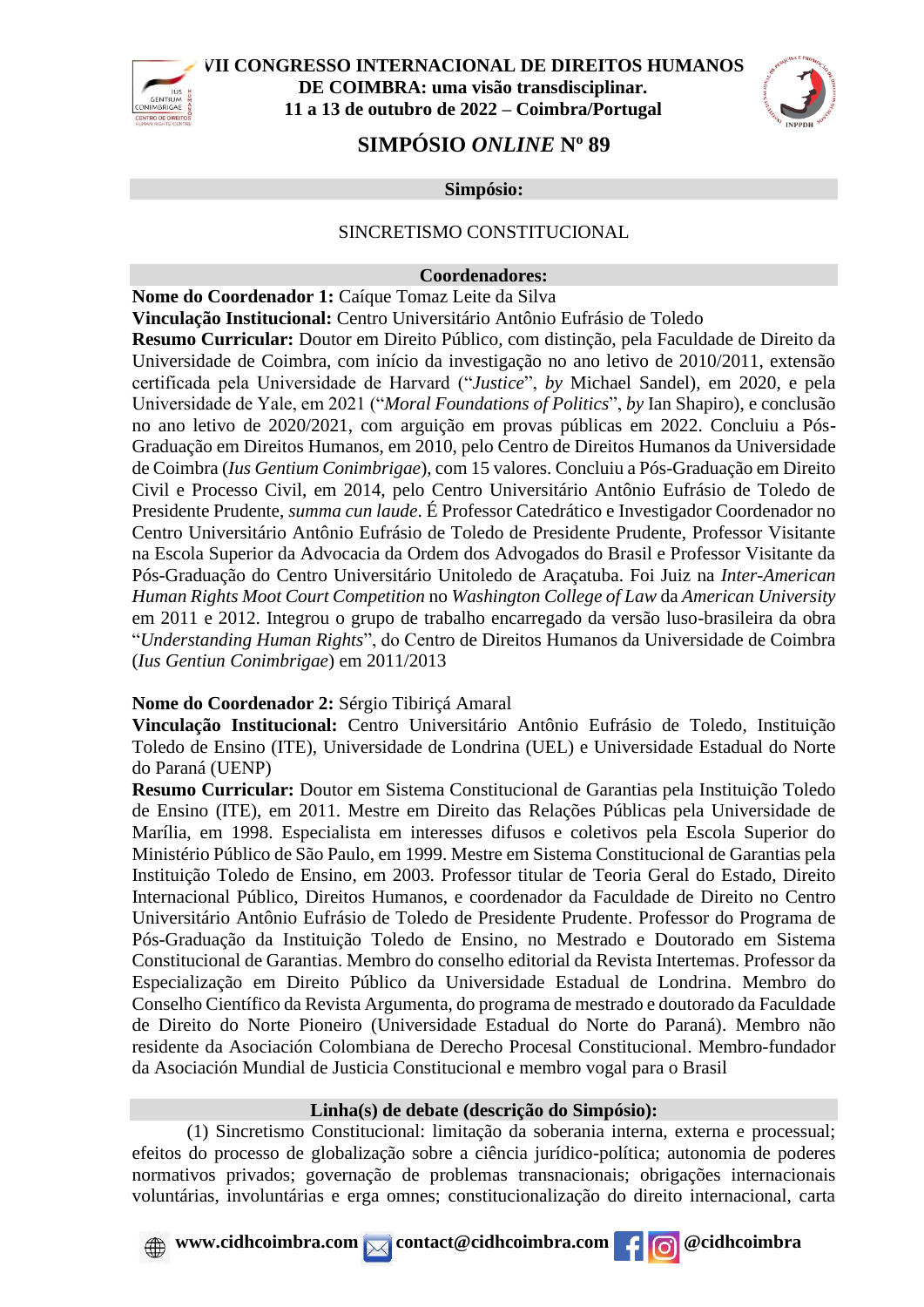**VII CONGRESSO INTERNACIONAL DE DIREITOS HUMANOS DE COIMBRA: uma visão transdisciplinar.**
**11 a 13 de outubro de 2022 – Coimbra/Portugal**

# SIMPÓSIO *ONLINE* Nº 89

**Simpósio:**

SINCRETISMO CONSTITUCIONAL

**Coordenadores:**

**Nome do Coordenador 1:** Caíque Tomaz Leite da Silva
**Vinculação Institucional:** Centro Universitário Antônio Eufrásio de Toledo
**Resumo Curricular:** Doutor em Direito Público, com distinção, pela Faculdade de Direito da Universidade de Coimbra, com início da investigação no ano letivo de 2010/2011, extensão certificada pela Universidade de Harvard ("*Justice*", *by* Michael Sandel), em 2020, e pela Universidade de Yale, em 2021 ("*Moral Foundations of Politics*", *by* Ian Shapiro), e conclusão no ano letivo de 2020/2021, com arguição em provas públicas em 2022. Concluiu a Pós-Graduação em Direitos Humanos, em 2010, pelo Centro de Direitos Humanos da Universidade de Coimbra (*Ius Gentium Conimbrigae*), com 15 valores. Concluiu a Pós-Graduação em Direito Civil e Processo Civil, em 2014, pelo Centro Universitário Antônio Eufrásio de Toledo de Presidente Prudente, *summa cun laude*. É Professor Catedrático e Investigador Coordenador no Centro Universitário Antônio Eufrásio de Toledo de Presidente Prudente, Professor Visitante na Escola Superior da Advocacia da Ordem dos Advogados do Brasil e Professor Visitante da Pós-Graduação do Centro Universitário Unitoledo de Araçatuba. Foi Juiz na *Inter-American Human Rights Moot Court Competition* no *Washington College of Law* da *American University* em 2011 e 2012. Integrou o grupo de trabalho encarregado da versão luso-brasileira da obra "*Understanding Human Rights*", do Centro de Direitos Humanos da Universidade de Coimbra (*Ius Gentiun Conimbrigae*) em 2011/2013

**Nome do Coordenador 2:** Sérgio Tibiriçá Amaral
**Vinculação Institucional:** Centro Universitário Antônio Eufrásio de Toledo, Instituição Toledo de Ensino (ITE), Universidade de Londrina (UEL) e Universidade Estadual do Norte do Paraná (UENP)
**Resumo Curricular:** Doutor em Sistema Constitucional de Garantias pela Instituição Toledo de Ensino (ITE), em 2011. Mestre em Direito das Relações Públicas pela Universidade de Marília, em 1998. Especialista em interesses difusos e coletivos pela Escola Superior do Ministério Público de São Paulo, em 1999. Mestre em Sistema Constitucional de Garantias pela Instituição Toledo de Ensino, em 2003. Professor titular de Teoria Geral do Estado, Direito Internacional Público, Direitos Humanos, e coordenador da Faculdade de Direito no Centro Universitário Antônio Eufrásio de Toledo de Presidente Prudente. Professor do Programa de Pós-Graduação da Instituição Toledo de Ensino, no Mestrado e Doutorado em Sistema Constitucional de Garantias. Membro do conselho editorial da Revista Intertemas. Professor da Especialização em Direito Público da Universidade Estadual de Londrina. Membro do Conselho Científico da Revista Argumenta, do programa de mestrado e doutorado da Faculdade de Direito do Norte Pioneiro (Universidade Estadual do Norte do Paraná). Membro não residente da Asociación Colombiana de Derecho Procesal Constitucional. Membro-fundador da Asociación Mundial de Justicia Constitucional e membro vogal para o Brasil

**Linha(s) de debate (descrição do Simpósio):**

(1) Sincretismo Constitucional: limitação da soberania interna, externa e processual; efeitos do processo de globalização sobre a ciência jurídico-política; autonomia de poderes normativos privados; governação de problemas transnacionais; obrigações internacionais voluntárias, involuntárias e erga omnes; constitucionalização do direito internacional, carta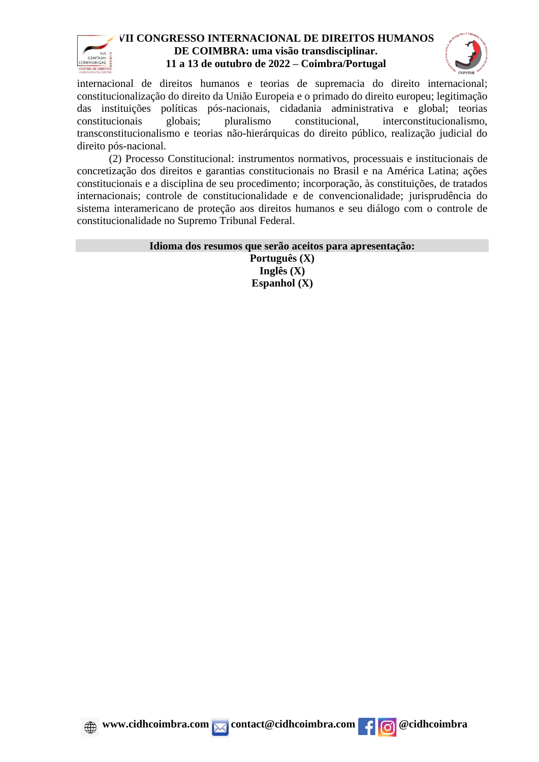internacional de direitos humanos e teorias de supremacia do direito internacional; constitucionalização do direito da União Europeia e o primado do direito europeu; legitimação das instituições políticas pós-nacionais, cidadania administrativa e global; teorias constitucionais globais; pluralismo constitucional, interconstitucionalismo, transconstitucionalismo e teorias não-hierárquicas do direito público, realização judicial do direito pós-nacional.

(2) Processo Constitucional: instrumentos normativos, processuais e institucionais de concretização dos direitos e garantias constitucionais no Brasil e na América Latina; ações constitucionais e a disciplina de seu procedimento; incorporação, às constituições, de tratados internacionais; controle de constitucionalidade e de convencionalidade; jurisprudência do sistema interamericano de proteção aos direitos humanos e seu diálogo com o controle de constitucionalidade no Supremo Tribunal Federal.

**Idioma dos resumos que serão aceitos para apresentação:**

**Português (X)**
**Inglês (X)**
**Espanhol (X)**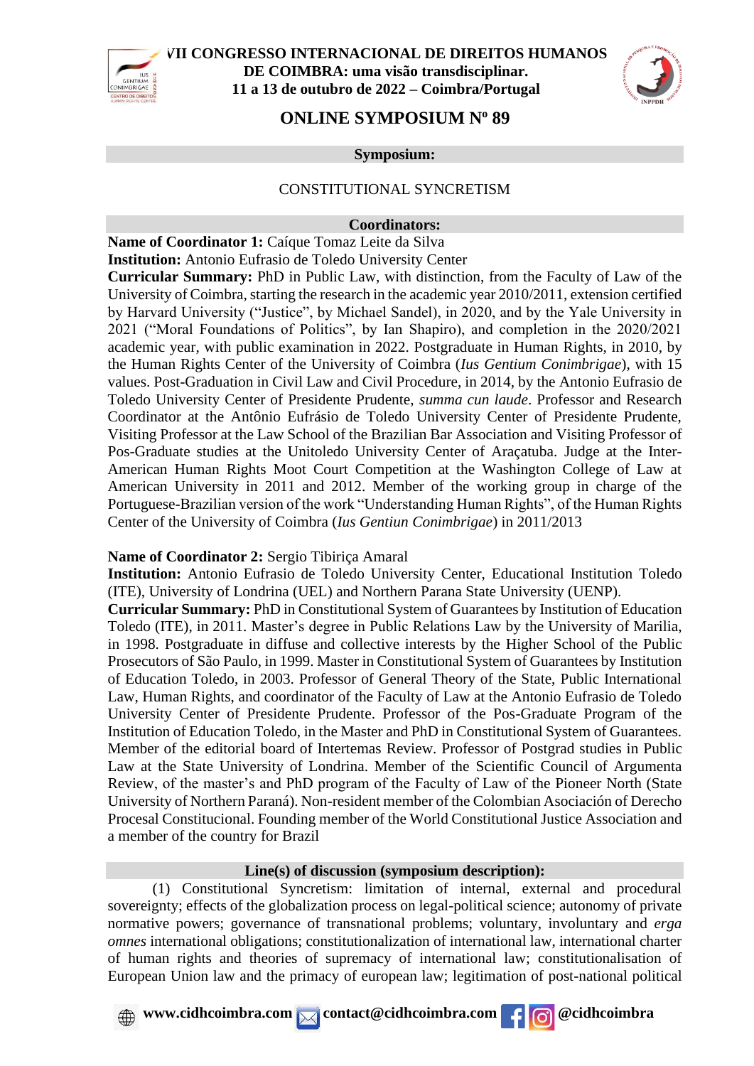# ONLINE SYMPOSIUM Nº 89

**Symposium:**

CONSTITUTIONAL SYNCRETISM

**Coordinators:**

**Name of Coordinator 1:** Caíque Tomaz Leite da Silva
**Institution:** Antonio Eufrasio de Toledo University Center
**Curricular Summary:** PhD in Public Law, with distinction, from the Faculty of Law of the University of Coimbra, starting the research in the academic year 2010/2011, extension certified by Harvard University ("Justice", by Michael Sandel), in 2020, and by the Yale University in 2021 ("Moral Foundations of Politics", by Ian Shapiro), and completion in the 2020/2021 academic year, with public examination in 2022. Postgraduate in Human Rights, in 2010, by the Human Rights Center of the University of Coimbra (*Ius Gentium Conimbrigae*), with 15 values. Post-Graduation in Civil Law and Civil Procedure, in 2014, by the Antonio Eufrasio de Toledo University Center of Presidente Prudente, *summa cun laude*. Professor and Research Coordinator at the Antônio Eufrásio de Toledo University Center of Presidente Prudente, Visiting Professor at the Law School of the Brazilian Bar Association and Visiting Professor of Pos-Graduate studies at the Unitoledo University Center of Araçatuba. Judge at the Inter-American Human Rights Moot Court Competition at the Washington College of Law at American University in 2011 and 2012. Member of the working group in charge of the Portuguese-Brazilian version of the work "Understanding Human Rights", of the Human Rights Center of the University of Coimbra (*Ius Gentiun Conimbrigae*) in 2011/2013

**Name of Coordinator 2:** Sergio Tibiriça Amaral
**Institution:** Antonio Eufrasio de Toledo University Center, Educational Institution Toledo (ITE), University of Londrina (UEL) and Northern Parana State University (UENP).
**Curricular Summary:** PhD in Constitutional System of Guarantees by Institution of Education Toledo (ITE), in 2011. Master's degree in Public Relations Law by the University of Marilia, in 1998. Postgraduate in diffuse and collective interests by the Higher School of the Public Prosecutors of São Paulo, in 1999. Master in Constitutional System of Guarantees by Institution of Education Toledo, in 2003. Professor of General Theory of the State, Public International Law, Human Rights, and coordinator of the Faculty of Law at the Antonio Eufrasio de Toledo University Center of Presidente Prudente. Professor of the Pos-Graduate Program of the Institution of Education Toledo, in the Master and PhD in Constitutional System of Guarantees. Member of the editorial board of Intertemas Review. Professor of Postgrad studies in Public Law at the State University of Londrina. Member of the Scientific Council of Argumenta Review, of the master's and PhD program of the Faculty of Law of the Pioneer North (State University of Northern Paraná). Non-resident member of the Colombian Asociación of Derecho Procesal Constitucional. Founding member of the World Constitutional Justice Association and a member of the country for Brazil

**Line(s) of discussion (symposium description):**

(1) Constitutional Syncretism: limitation of internal, external and procedural sovereignty; effects of the globalization process on legal-political science; autonomy of private normative powers; governance of transnational problems; voluntary, involuntary and *erga omnes* international obligations; constitutionalization of international law, international charter of human rights and theories of supremacy of international law; constitutionalisation of European Union law and the primacy of european law; legitimation of post-national political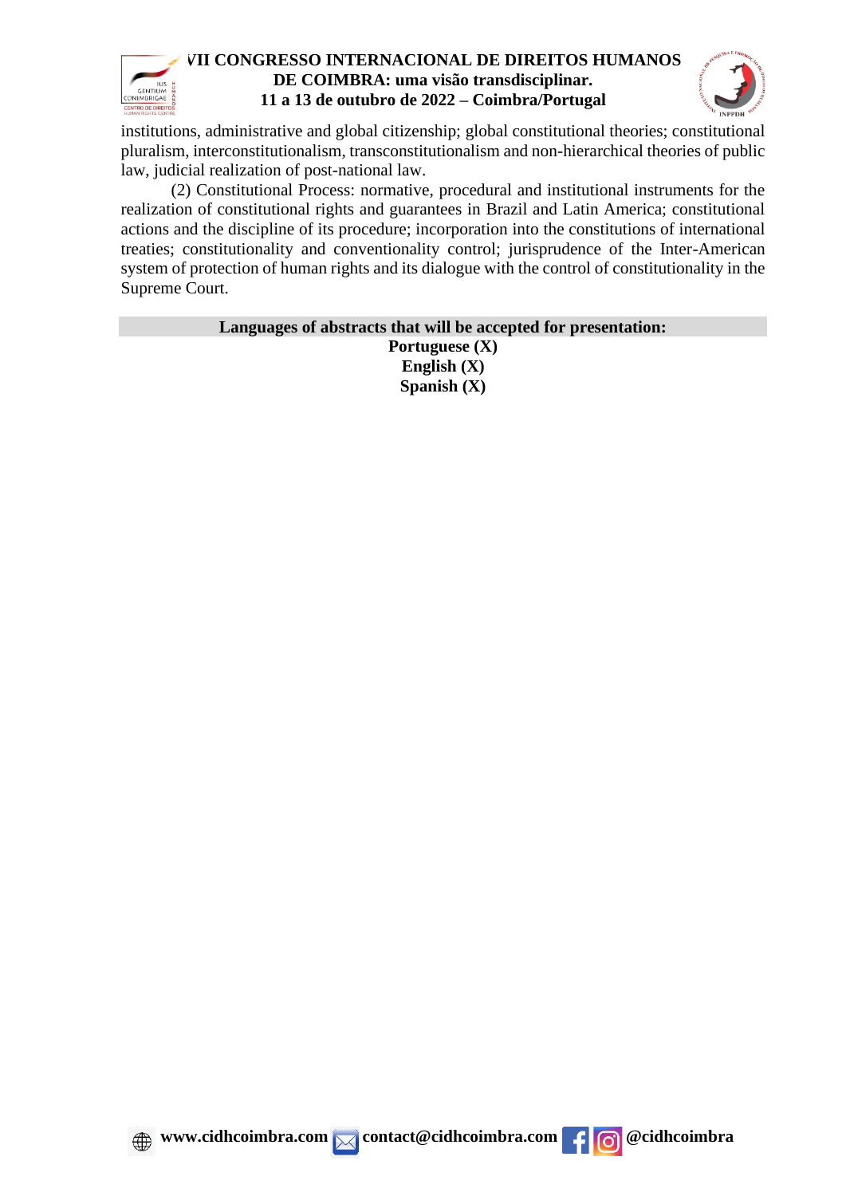institutions, administrative and global citizenship; global constitutional theories; constitutional pluralism, interconstitutionalism, transconstitutionalism and non-hierarchical theories of public law, judicial realization of post-national law.

(2) Constitutional Process: normative, procedural and institutional instruments for the realization of constitutional rights and guarantees in Brazil and Latin America; constitutional actions and the discipline of its procedure; incorporation into the constitutions of international treaties; constitutionality and conventionality control; jurisprudence of the Inter-American system of protection of human rights and its dialogue with the control of constitutionality in the Supreme Court.

**Languages of abstracts that will be accepted for presentation:**

**Portuguese (X)**
**English (X)**
**Spanish (X)**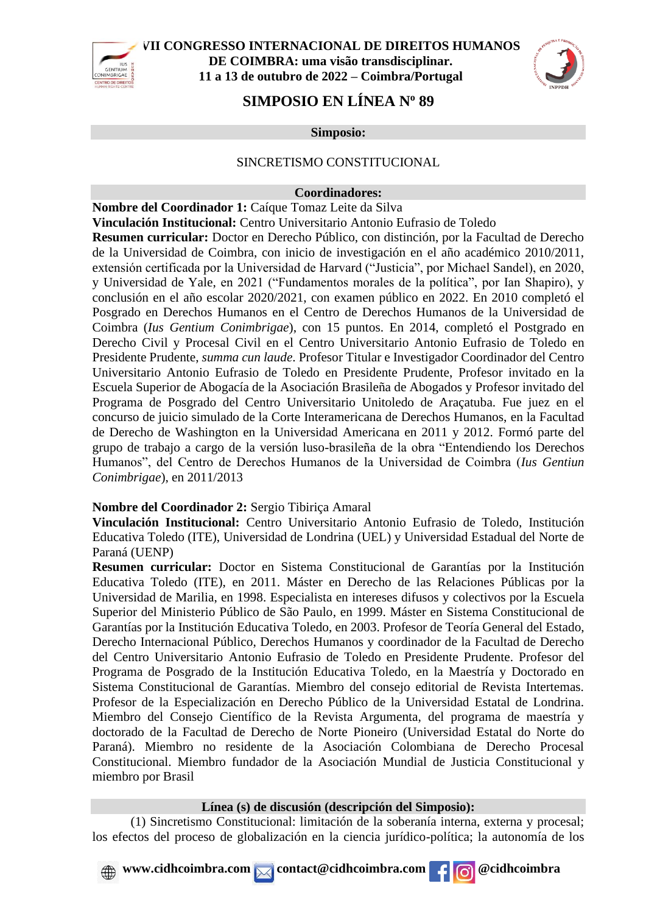# SIMPOSIO EN LÍNEA Nº 89

**Simposio:**

SINCRETISMO CONSTITUCIONAL

**Coordinadores:**

**Nombre del Coordinador 1:** Caíque Tomaz Leite da Silva
**Vinculación Institucional:** Centro Universitario Antonio Eufrasio de Toledo
**Resumen curricular:** Doctor en Derecho Público, con distinción, por la Facultad de Derecho de la Universidad de Coimbra, con inicio de investigación en el año académico 2010/2011, extensión certificada por la Universidad de Harvard ("Justicia", por Michael Sandel), en 2020, y Universidad de Yale, en 2021 ("Fundamentos morales de la política", por Ian Shapiro), y conclusión en el año escolar 2020/2021, con examen público en 2022. En 2010 completó el Posgrado en Derechos Humanos en el Centro de Derechos Humanos de la Universidad de Coimbra (*Ius Gentium Conimbrigae*), con 15 puntos. En 2014, completó el Postgrado en Derecho Civil y Procesal Civil en el Centro Universitario Antonio Eufrasio de Toledo en Presidente Prudente, *summa cun laude*. Profesor Titular e Investigador Coordinador del Centro Universitario Antonio Eufrasio de Toledo en Presidente Prudente, Profesor invitado en la Escuela Superior de Abogacía de la Asociación Brasileña de Abogados y Profesor invitado del Programa de Posgrado del Centro Universitario Unitoledo de Araçatuba. Fue juez en el concurso de juicio simulado de la Corte Interamericana de Derechos Humanos, en la Facultad de Derecho de Washington en la Universidad Americana en 2011 y 2012. Formó parte del grupo de trabajo a cargo de la versión luso-brasileña de la obra "Entendiendo los Derechos Humanos", del Centro de Derechos Humanos de la Universidad de Coimbra (*Ius Gentiun Conimbrigae*), en 2011/2013

**Nombre del Coordinador 2:** Sergio Tibiriça Amaral
**Vinculación Institucional:** Centro Universitario Antonio Eufrasio de Toledo, Institución Educativa Toledo (ITE), Universidad de Londrina (UEL) y Universidad Estadual del Norte de Paraná (UENP)
**Resumen curricular:** Doctor en Sistema Constitucional de Garantías por la Institución Educativa Toledo (ITE), en 2011. Máster en Derecho de las Relaciones Públicas por la Universidad de Marilia, en 1998. Especialista en intereses difusos y colectivos por la Escuela Superior del Ministerio Público de São Paulo, en 1999. Máster en Sistema Constitucional de Garantías por la Institución Educativa Toledo, en 2003. Profesor de Teoría General del Estado, Derecho Internacional Público, Derechos Humanos y coordinador de la Facultad de Derecho del Centro Universitario Antonio Eufrasio de Toledo en Presidente Prudente. Profesor del Programa de Posgrado de la Institución Educativa Toledo, en la Maestría y Doctorado en Sistema Constitucional de Garantías. Miembro del consejo editorial de Revista Intertemas. Profesor de la Especialización en Derecho Público de la Universidad Estatal de Londrina. Miembro del Consejo Científico de la Revista Argumenta, del programa de maestría y doctorado de la Facultad de Derecho de Norte Pioneiro (Universidad Estatal do Norte do Paraná). Miembro no residente de la Asociación Colombiana de Derecho Procesal Constitucional. Miembro fundador de la Asociación Mundial de Justicia Constitucional y miembro por Brasil

**Línea (s) de discusión (descripción del Simposio):**

(1) Sincretismo Constitucional: limitación de la soberanía interna, externa y procesal; los efectos del proceso de globalización en la ciencia jurídico-política; la autonomía de los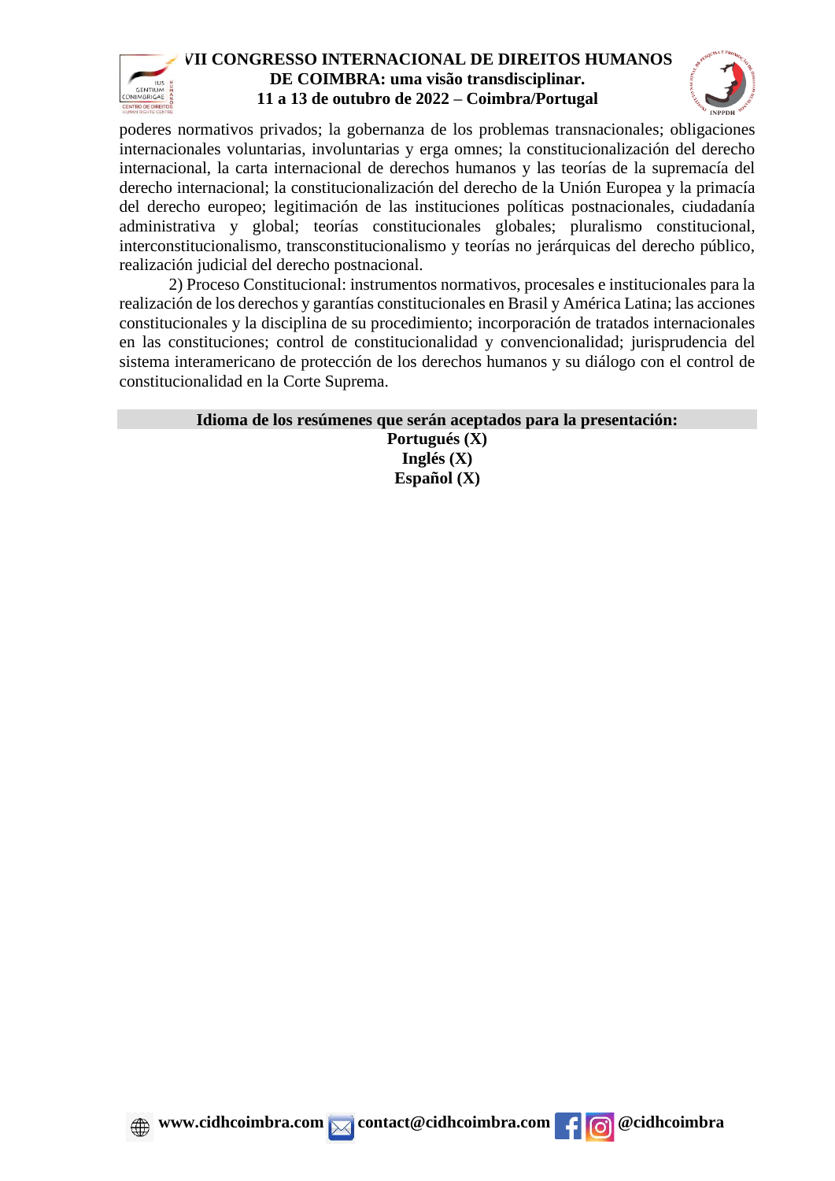poderes normativos privados; la gobernanza de los problemas transnacionales; obligaciones internacionales voluntarias, involuntarias y erga omnes; la constitucionalización del derecho internacional, la carta internacional de derechos humanos y las teorías de la supremacía del derecho internacional; la constitucionalización del derecho de la Unión Europea y la primacía del derecho europeo; legitimación de las instituciones políticas postnacionales, ciudadanía administrativa y global; teorías constitucionales globales; pluralismo constitucional, interconstitucionalismo, transconstitucionalismo y teorías no jerárquicas del derecho público, realización judicial del derecho postnacional.

2) Proceso Constitucional: instrumentos normativos, procesales e institucionales para la realización de los derechos y garantías constitucionales en Brasil y América Latina; las acciones constitucionales y la disciplina de su procedimiento; incorporación de tratados internacionales en las constituciones; control de constitucionalidad y convencionalidad; jurisprudencia del sistema interamericano de protección de los derechos humanos y su diálogo con el control de constitucionalidad en la Corte Suprema.

**Idioma de los resúmenes que serán aceptados para la presentación:**

**Portugués (X)**
**Inglés (X)**
**Español (X)**